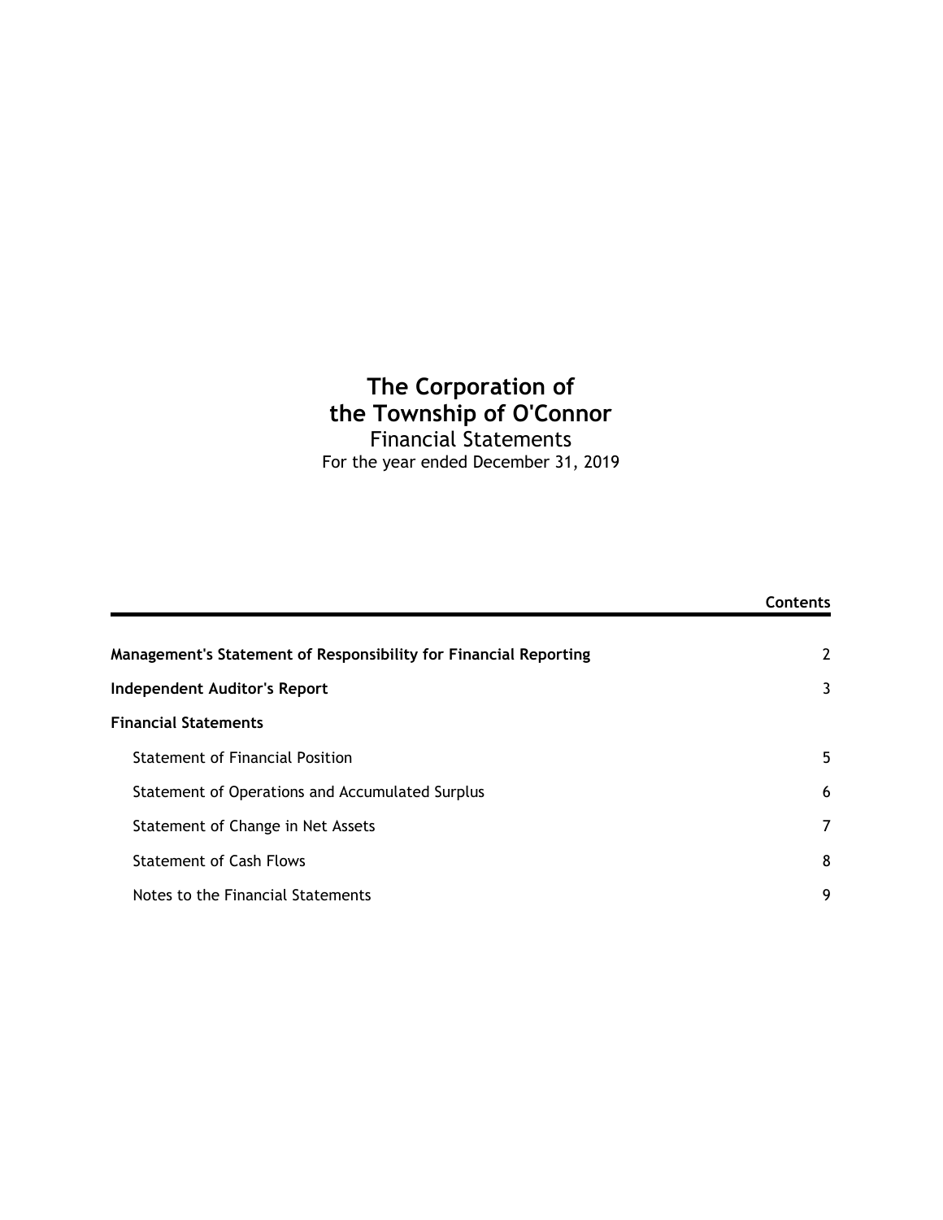# The Corporation of the Township of O'Connor

Financial Statements

For the year ended December 31, 2019

| | Contents |
|---|---|
| **Management's Statement of Responsibility for Financial Reporting** | 2 |
| **Independent Auditor's Report** | 3 |
| **Financial Statements** | |
| Statement of Financial Position | 5 |
| Statement of Operations and Accumulated Surplus | 6 |
| Statement of Change in Net Assets | 7 |
| Statement of Cash Flows | 8 |
| Notes to the Financial Statements | 9 |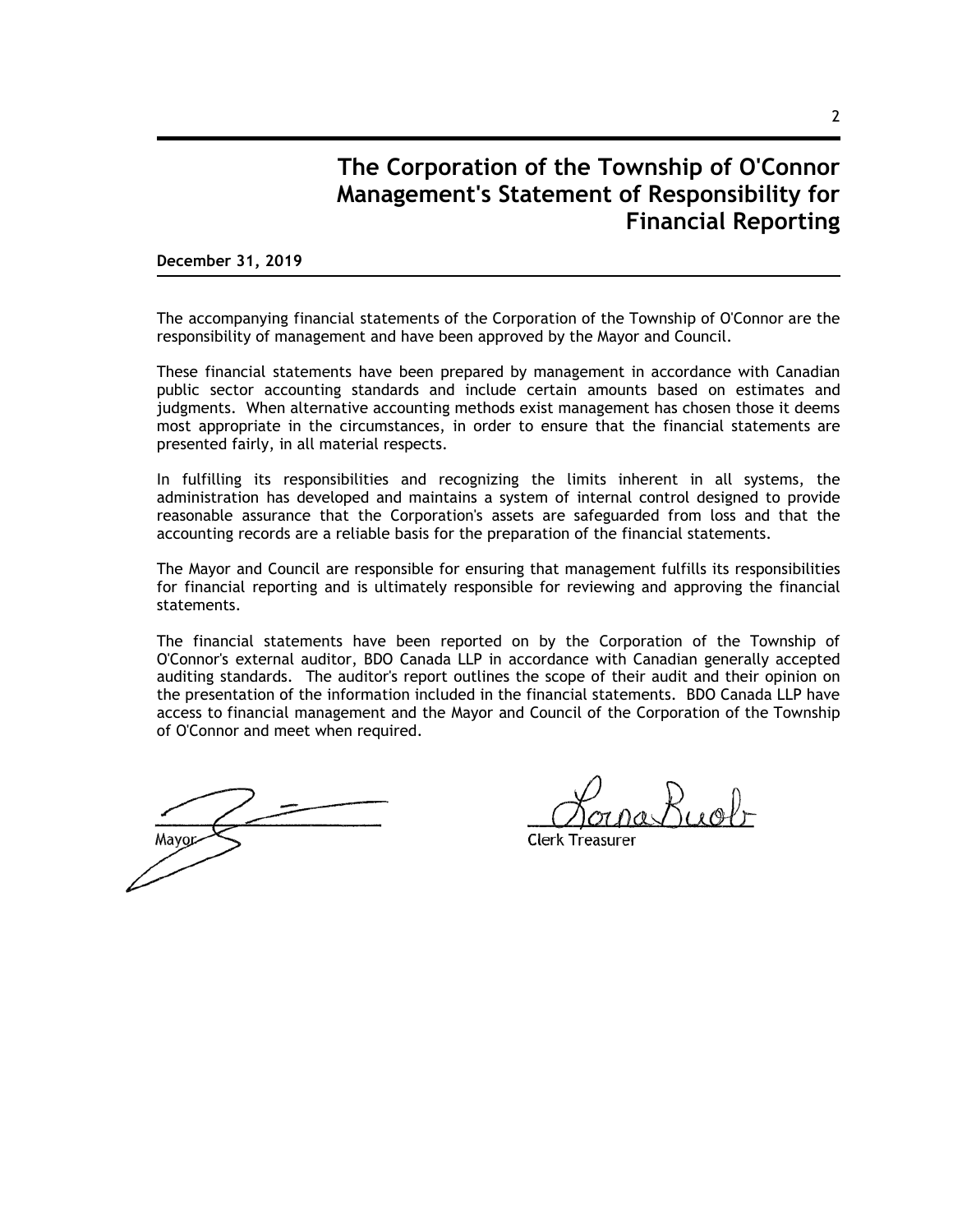# The Corporation of the Township of O'Connor
# Management's Statement of Responsibility for Financial Reporting

**December 31, 2019**

The accompanying financial statements of the Corporation of the Township of O'Connor are the responsibility of management and have been approved by the Mayor and Council.

These financial statements have been prepared by management in accordance with Canadian public sector accounting standards and include certain amounts based on estimates and judgments. When alternative accounting methods exist management has chosen those it deems most appropriate in the circumstances, in order to ensure that the financial statements are presented fairly, in all material respects.

In fulfilling its responsibilities and recognizing the limits inherent in all systems, the administration has developed and maintains a system of internal control designed to provide reasonable assurance that the Corporation's assets are safeguarded from loss and that the accounting records are a reliable basis for the preparation of the financial statements.

The Mayor and Council are responsible for ensuring that management fulfills its responsibilities for financial reporting and is ultimately responsible for reviewing and approving the financial statements.

The financial statements have been reported on by the Corporation of the Township of O'Connor's external auditor, BDO Canada LLP in accordance with Canadian generally accepted auditing standards. The auditor's report outlines the scope of their audit and their opinion on the presentation of the information included in the financial statements. BDO Canada LLP have access to financial management and the Mayor and Council of the Corporation of the Township of O'Connor and meet when required.

Mayor

Lorna Buob
Clerk Treasurer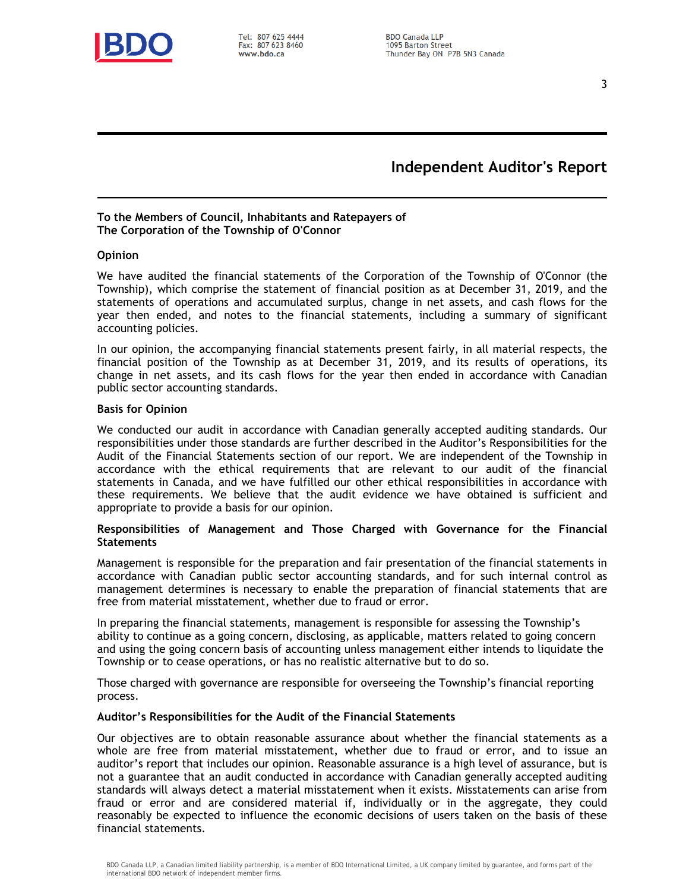# Independent Auditor's Report

**To the Members of Council, Inhabitants and Ratepayers of The Corporation of the Township of O'Connor**

## Opinion

We have audited the financial statements of the Corporation of the Township of O'Connor (the Township), which comprise the statement of financial position as at December 31, 2019, and the statements of operations and accumulated surplus, change in net assets, and cash flows for the year then ended, and notes to the financial statements, including a summary of significant accounting policies.

In our opinion, the accompanying financial statements present fairly, in all material respects, the financial position of the Township as at December 31, 2019, and its results of operations, its change in net assets, and its cash flows for the year then ended in accordance with Canadian public sector accounting standards.

## Basis for Opinion

We conducted our audit in accordance with Canadian generally accepted auditing standards. Our responsibilities under those standards are further described in the Auditor's Responsibilities for the Audit of the Financial Statements section of our report. We are independent of the Township in accordance with the ethical requirements that are relevant to our audit of the financial statements in Canada, and we have fulfilled our other ethical responsibilities in accordance with these requirements. We believe that the audit evidence we have obtained is sufficient and appropriate to provide a basis for our opinion.

## Responsibilities of Management and Those Charged with Governance for the Financial Statements

Management is responsible for the preparation and fair presentation of the financial statements in accordance with Canadian public sector accounting standards, and for such internal control as management determines is necessary to enable the preparation of financial statements that are free from material misstatement, whether due to fraud or error.

In preparing the financial statements, management is responsible for assessing the Township's ability to continue as a going concern, disclosing, as applicable, matters related to going concern and using the going concern basis of accounting unless management either intends to liquidate the Township or to cease operations, or has no realistic alternative but to do so.

Those charged with governance are responsible for overseeing the Township's financial reporting process.

## Auditor's Responsibilities for the Audit of the Financial Statements

Our objectives are to obtain reasonable assurance about whether the financial statements as a whole are free from material misstatement, whether due to fraud or error, and to issue an auditor's report that includes our opinion. Reasonable assurance is a high level of assurance, but is not a guarantee that an audit conducted in accordance with Canadian generally accepted auditing standards will always detect a material misstatement when it exists. Misstatements can arise from fraud or error and are considered material if, individually or in the aggregate, they could reasonably be expected to influence the economic decisions of users taken on the basis of these financial statements.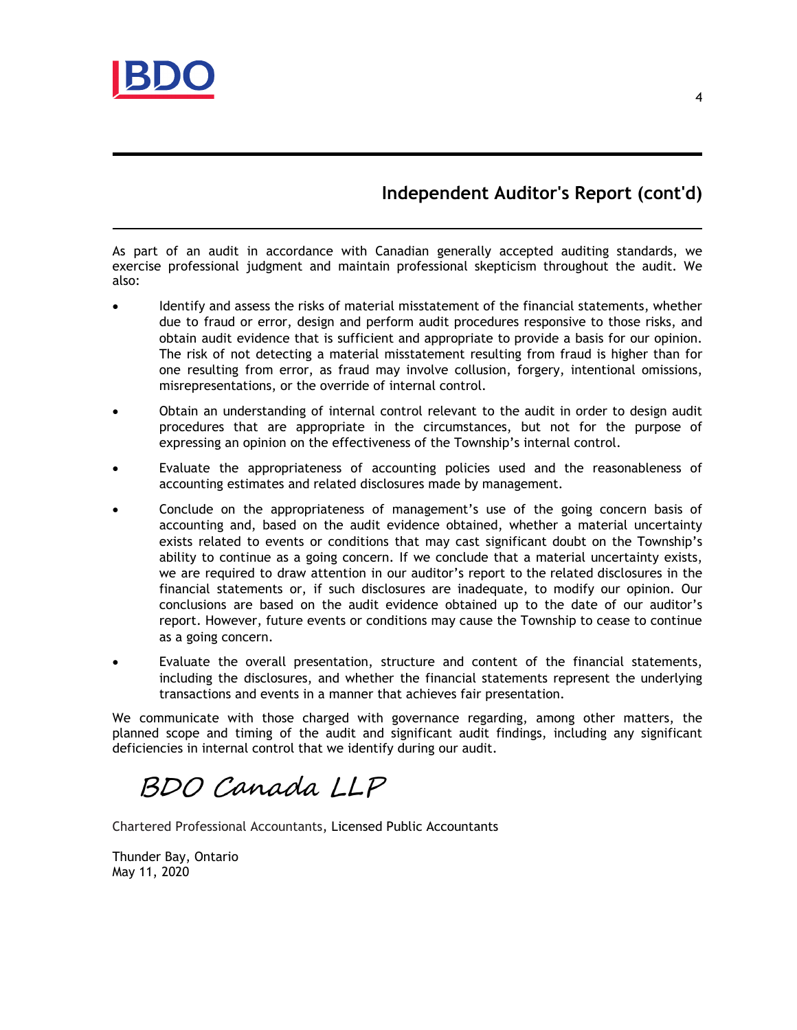## Independent Auditor's Report (cont'd)

As part of an audit in accordance with Canadian generally accepted auditing standards, we exercise professional judgment and maintain professional skepticism throughout the audit. We also:

- Identify and assess the risks of material misstatement of the financial statements, whether due to fraud or error, design and perform audit procedures responsive to those risks, and obtain audit evidence that is sufficient and appropriate to provide a basis for our opinion. The risk of not detecting a material misstatement resulting from fraud is higher than for one resulting from error, as fraud may involve collusion, forgery, intentional omissions, misrepresentations, or the override of internal control.

- Obtain an understanding of internal control relevant to the audit in order to design audit procedures that are appropriate in the circumstances, but not for the purpose of expressing an opinion on the effectiveness of the Township's internal control.

- Evaluate the appropriateness of accounting policies used and the reasonableness of accounting estimates and related disclosures made by management.

- Conclude on the appropriateness of management's use of the going concern basis of accounting and, based on the audit evidence obtained, whether a material uncertainty exists related to events or conditions that may cast significant doubt on the Township's ability to continue as a going concern. If we conclude that a material uncertainty exists, we are required to draw attention in our auditor's report to the related disclosures in the financial statements or, if such disclosures are inadequate, to modify our opinion. Our conclusions are based on the audit evidence obtained up to the date of our auditor's report. However, future events or conditions may cause the Township to cease to continue as a going concern.

- Evaluate the overall presentation, structure and content of the financial statements, including the disclosures, and whether the financial statements represent the underlying transactions and events in a manner that achieves fair presentation.

We communicate with those charged with governance regarding, among other matters, the planned scope and timing of the audit and significant audit findings, including any significant deficiencies in internal control that we identify during our audit.

BDO Canada LLP

Chartered Professional Accountants, Licensed Public Accountants

Thunder Bay, Ontario
May 11, 2020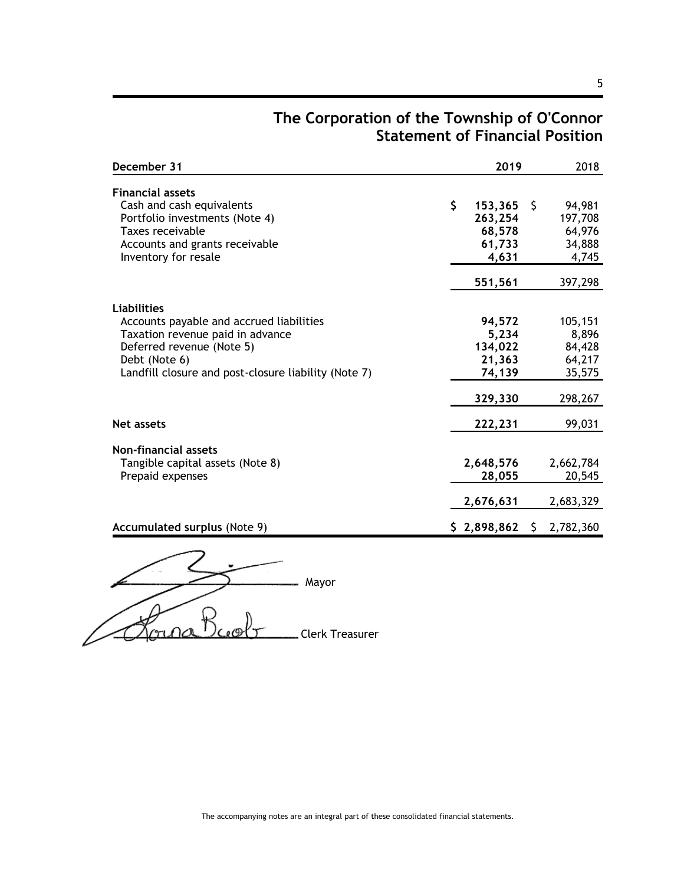# The Corporation of the Township of O'Connor
## Statement of Financial Position

| December 31 | 2019 | 2018 |
|---|---|---|
| **Financial assets** | | |
| Cash and cash equivalents | $ **153,365** | $ 94,981 |
| Portfolio investments (Note 4) | **263,254** | 197,708 |
| Taxes receivable | **68,578** | 64,976 |
| Accounts and grants receivable | **61,733** | 34,888 |
| Inventory for resale | **4,631** | 4,745 |
| | **551,561** | 397,298 |
| **Liabilities** | | |
| Accounts payable and accrued liabilities | **94,572** | 105,151 |
| Taxation revenue paid in advance | **5,234** | 8,896 |
| Deferred revenue (Note 5) | **134,022** | 84,428 |
| Debt (Note 6) | **21,363** | 64,217 |
| Landfill closure and post-closure liability (Note 7) | **74,139** | 35,575 |
| | **329,330** | 298,267 |
| **Net assets** | **222,231** | 99,031 |
| **Non-financial assets** | | |
| Tangible capital assets (Note 8) | **2,648,576** | 2,662,784 |
| Prepaid expenses | **28,055** | 20,545 |
| | **2,676,631** | 2,683,329 |
| **Accumulated surplus** (Note 9) | **$ 2,898,862** | $ 2,782,360 |

Mayor

Clerk Treasurer

The accompanying notes are an integral part of these consolidated financial statements.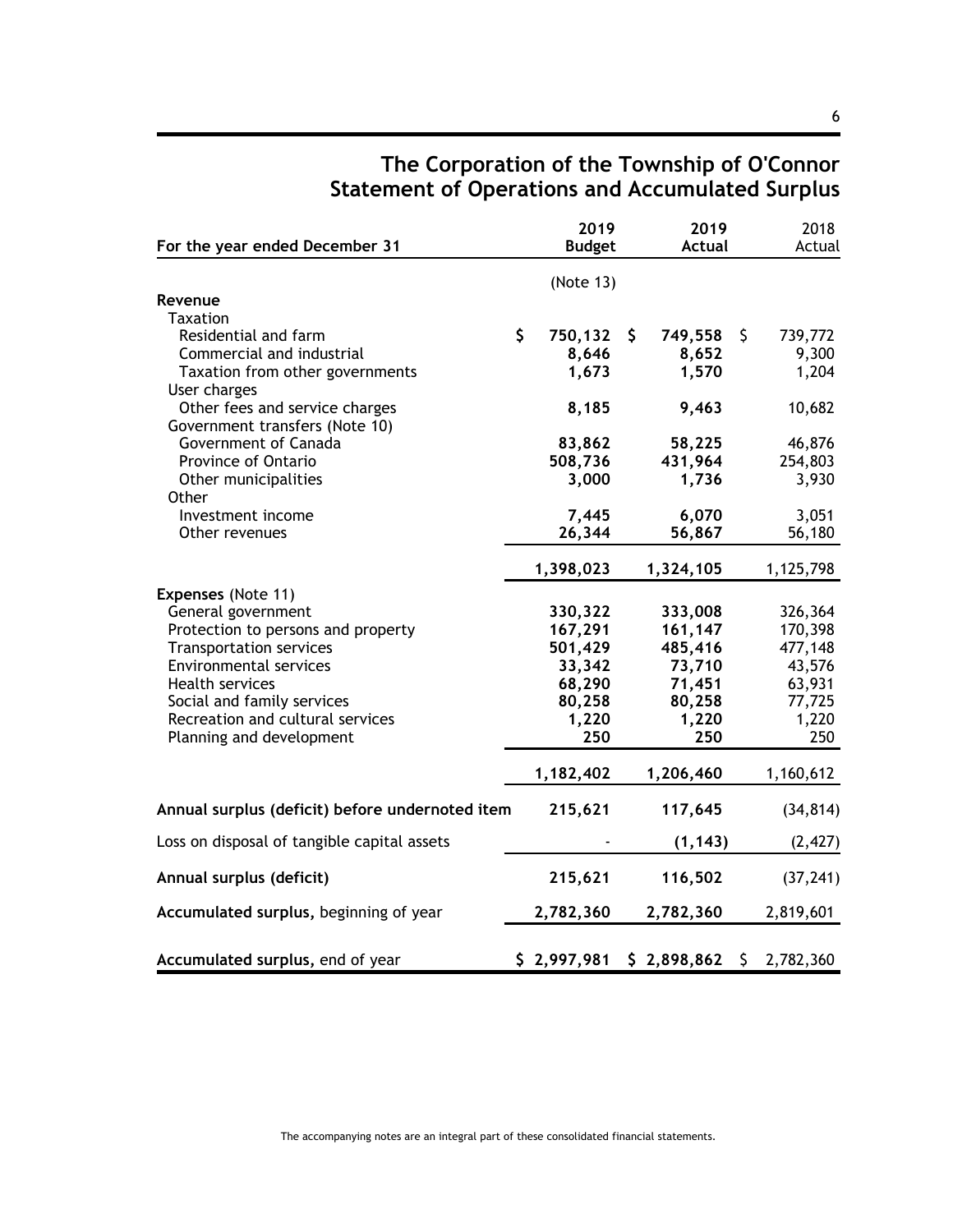# The Corporation of the Township of O'Connor
## Statement of Operations and Accumulated Surplus

| For the year ended December 31 | 2019 Budget | 2019 Actual | 2018 Actual |
|---|---|---|---|
| | (Note 13) | | |
| **Revenue** | | | |
| Taxation | | | |
| Residential and farm | $ 750,132 | $ 749,558 | $ 739,772 |
| Commercial and industrial | 8,646 | 8,652 | 9,300 |
| Taxation from other governments | 1,673 | 1,570 | 1,204 |
| User charges | | | |
| Other fees and service charges | 8,185 | 9,463 | 10,682 |
| Government transfers (Note 10) | | | |
| Government of Canada | 83,862 | 58,225 | 46,876 |
| Province of Ontario | 508,736 | 431,964 | 254,803 |
| Other municipalities | 3,000 | 1,736 | 3,930 |
| Other | | | |
| Investment income | 7,445 | 6,070 | 3,051 |
| Other revenues | 26,344 | 56,867 | 56,180 |
| | 1,398,023 | 1,324,105 | 1,125,798 |
| **Expenses** (Note 11) | | | |
| General government | 330,322 | 333,008 | 326,364 |
| Protection to persons and property | 167,291 | 161,147 | 170,398 |
| Transportation services | 501,429 | 485,416 | 477,148 |
| Environmental services | 33,342 | 73,710 | 43,576 |
| Health services | 68,290 | 71,451 | 63,931 |
| Social and family services | 80,258 | 80,258 | 77,725 |
| Recreation and cultural services | 1,220 | 1,220 | 1,220 |
| Planning and development | 250 | 250 | 250 |
| | 1,182,402 | 1,206,460 | 1,160,612 |
| **Annual surplus (deficit) before undernoted item** | 215,621 | 117,645 | (34,814) |
| Loss on disposal of tangible capital assets | - | (1,143) | (2,427) |
| **Annual surplus (deficit)** | 215,621 | 116,502 | (37,241) |
| **Accumulated surplus,** beginning of year | 2,782,360 | 2,782,360 | 2,819,601 |
| **Accumulated surplus,** end of year | $ 2,997,981 | $ 2,898,862 | $ 2,782,360 |

The accompanying notes are an integral part of these consolidated financial statements.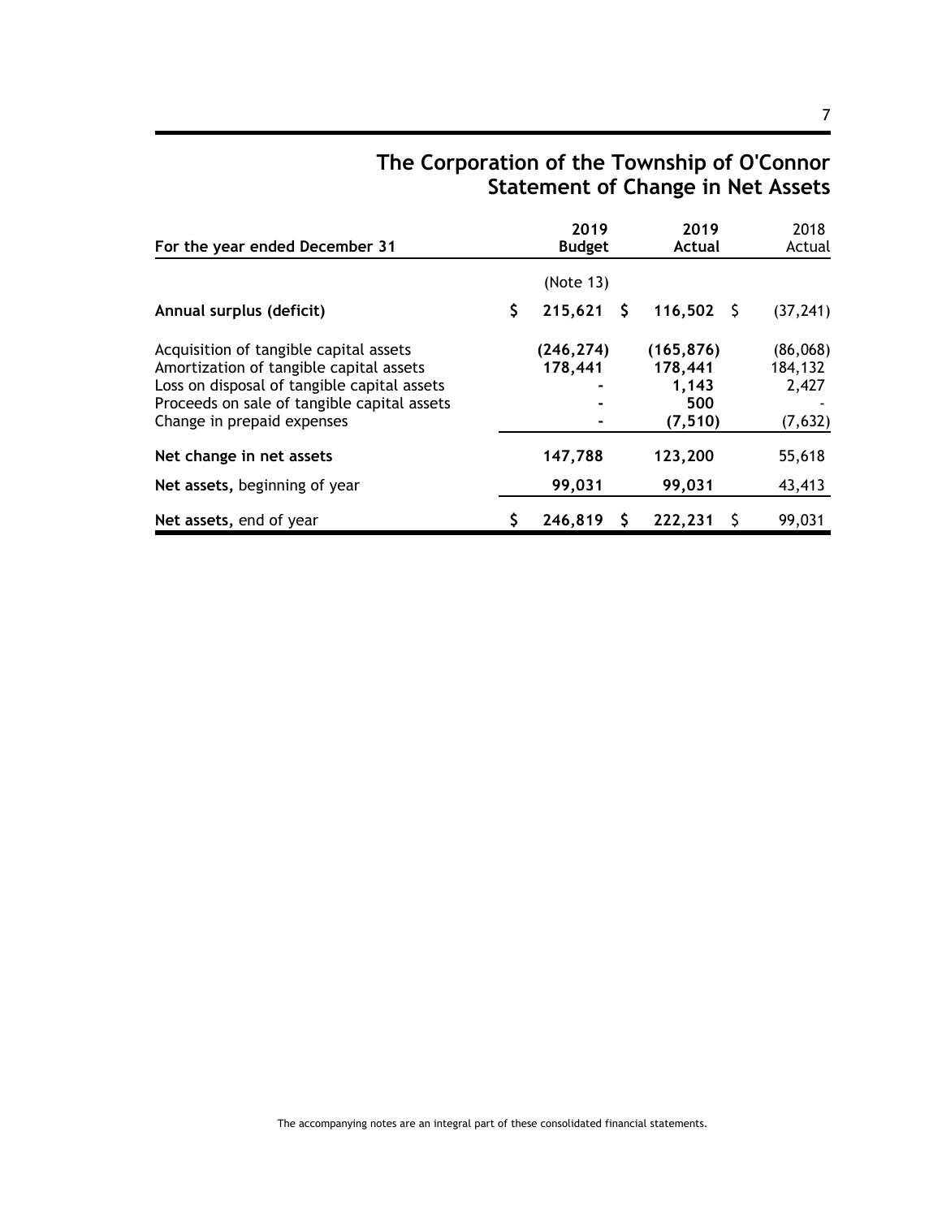# The Corporation of the Township of O'Connor
## Statement of Change in Net Assets

| For the year ended December 31 | 2019 Budget | 2019 Actual | 2018 Actual |
|---|---|---|---|
| | (Note 13) | | |
| **Annual surplus (deficit)** | $ 215,621 | $ 116,502 | $ (37,241) |
| Acquisition of tangible capital assets | (246,274) | (165,876) | (86,068) |
| Amortization of tangible capital assets | 178,441 | 178,441 | 184,132 |
| Loss on disposal of tangible capital assets | - | 1,143 | 2,427 |
| Proceeds on sale of tangible capital assets | - | 500 | - |
| Change in prepaid expenses | - | (7,510) | (7,632) |
| **Net change in net assets** | 147,788 | 123,200 | 55,618 |
| **Net assets,** beginning of year | 99,031 | 99,031 | 43,413 |
| **Net assets,** end of year | $ 246,819 | $ 222,231 | $ 99,031 |

The accompanying notes are an integral part of these consolidated financial statements.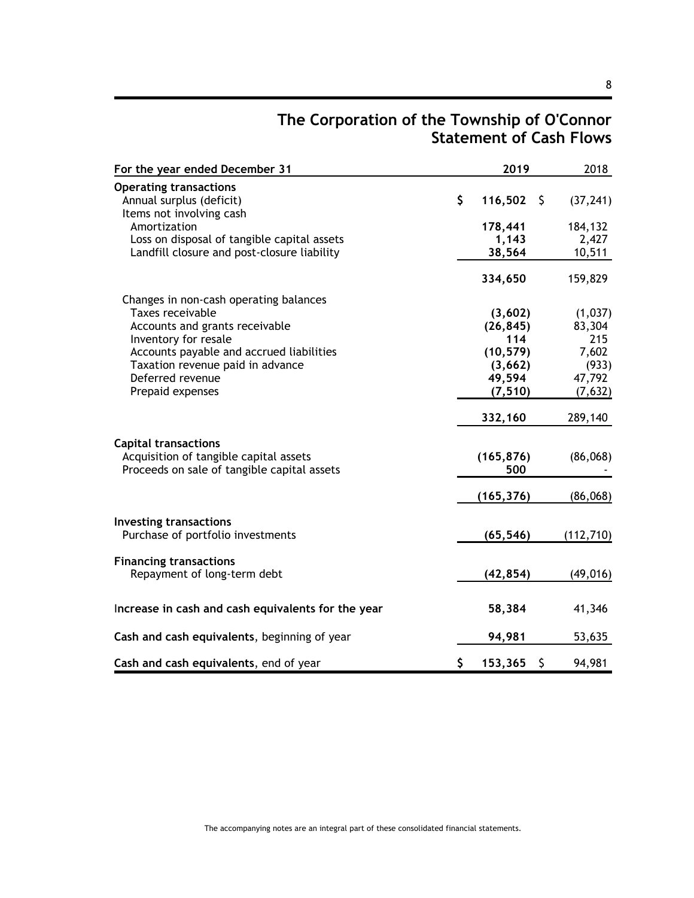# The Corporation of the Township of O'Connor
## Statement of Cash Flows

| For the year ended December 31 | 2019 | 2018 |
|---|---|---|
| **Operating transactions** | | |
| Annual surplus (deficit) | $ **116,502** | $ (37,241) |
| Items not involving cash | | |
| Amortization | **178,441** | 184,132 |
| Loss on disposal of tangible capital assets | **1,143** | 2,427 |
| Landfill closure and post-closure liability | **38,564** | 10,511 |
| | **334,650** | 159,829 |
| Changes in non-cash operating balances | | |
| Taxes receivable | **(3,602)** | (1,037) |
| Accounts and grants receivable | **(26,845)** | 83,304 |
| Inventory for resale | **114** | 215 |
| Accounts payable and accrued liabilities | **(10,579)** | 7,602 |
| Taxation revenue paid in advance | **(3,662)** | (933) |
| Deferred revenue | **49,594** | 47,792 |
| Prepaid expenses | **(7,510)** | (7,632) |
| | **332,160** | 289,140 |
| **Capital transactions** | | |
| Acquisition of tangible capital assets | **(165,876)** | (86,068) |
| Proceeds on sale of tangible capital assets | **500** | - |
| | **(165,376)** | (86,068) |
| **Investing transactions** | | |
| Purchase of portfolio investments | **(65,546)** | (112,710) |
| **Financing transactions** | | |
| Repayment of long-term debt | **(42,854)** | (49,016) |
| **Increase in cash and cash equivalents for the year** | **58,384** | 41,346 |
| **Cash and cash equivalents**, beginning of year | **94,981** | 53,635 |
| **Cash and cash equivalents**, end of year | $ **153,365** | $ 94,981 |

The accompanying notes are an integral part of these consolidated financial statements.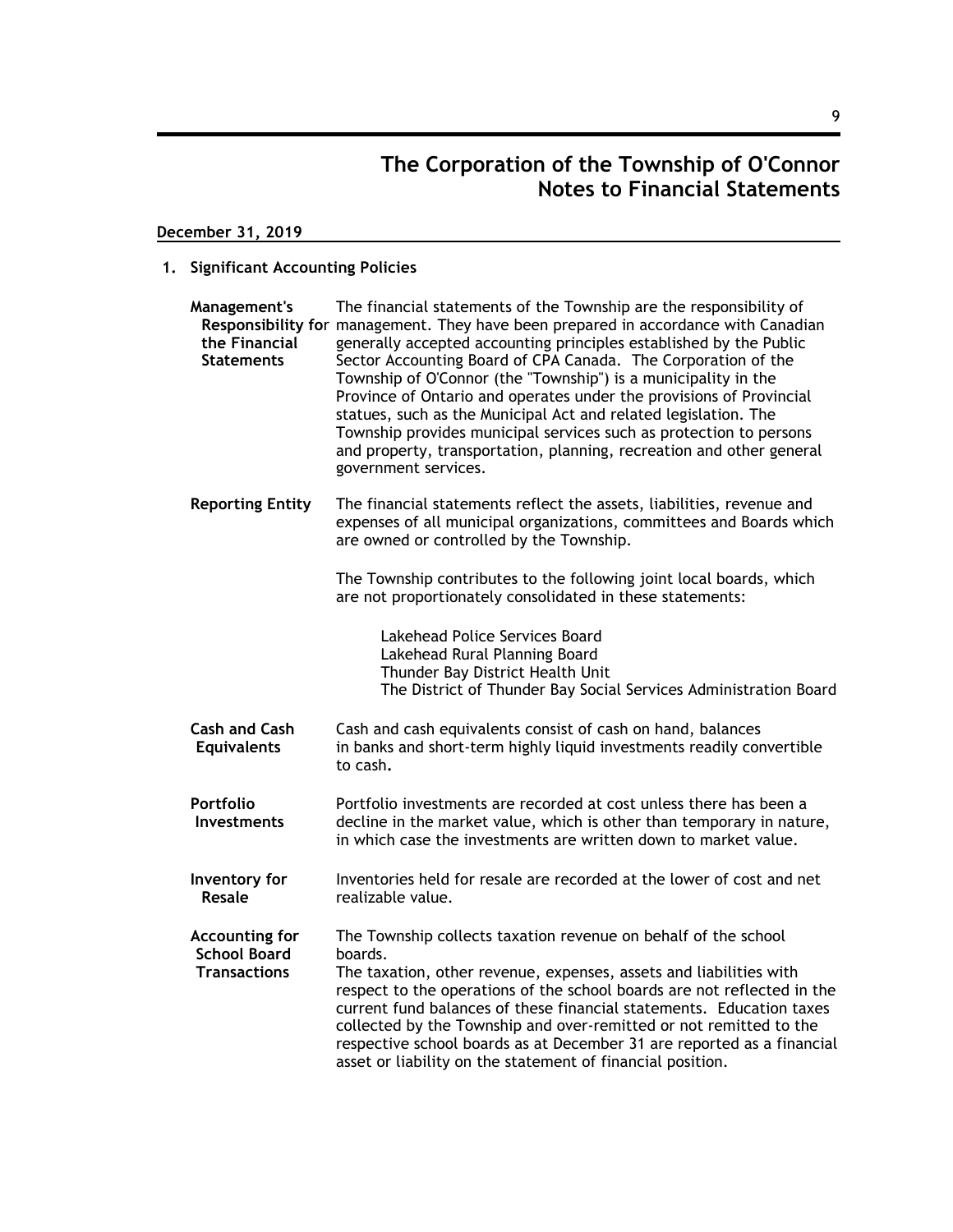# The Corporation of the Township of O'Connor
## Notes to Financial Statements

**December 31, 2019**

### 1. Significant Accounting Policies

**Management's Responsibility for the Financial Statements**

The financial statements of the Township are the responsibility of management. They have been prepared in accordance with Canadian generally accepted accounting principles established by the Public Sector Accounting Board of CPA Canada. The Corporation of the Township of O'Connor (the "Township") is a municipality in the Province of Ontario and operates under the provisions of Provincial statues, such as the Municipal Act and related legislation. The Township provides municipal services such as protection to persons and property, transportation, planning, recreation and other general government services.

**Reporting Entity**

The financial statements reflect the assets, liabilities, revenue and expenses of all municipal organizations, committees and Boards which are owned or controlled by the Township.

The Township contributes to the following joint local boards, which are not proportionately consolidated in these statements:

Lakehead Police Services Board
Lakehead Rural Planning Board
Thunder Bay District Health Unit
The District of Thunder Bay Social Services Administration Board

**Cash and Cash Equivalents**

Cash and cash equivalents consist of cash on hand, balances in banks and short-term highly liquid investments readily convertible to cash.

**Portfolio Investments**

Portfolio investments are recorded at cost unless there has been a decline in the market value, which is other than temporary in nature, in which case the investments are written down to market value.

**Inventory for Resale**

Inventories held for resale are recorded at the lower of cost and net realizable value.

**Accounting for School Board Transactions**

The Township collects taxation revenue on behalf of the school boards.
The taxation, other revenue, expenses, assets and liabilities with respect to the operations of the school boards are not reflected in the current fund balances of these financial statements. Education taxes collected by the Township and over-remitted or not remitted to the respective school boards as at December 31 are reported as a financial asset or liability on the statement of financial position.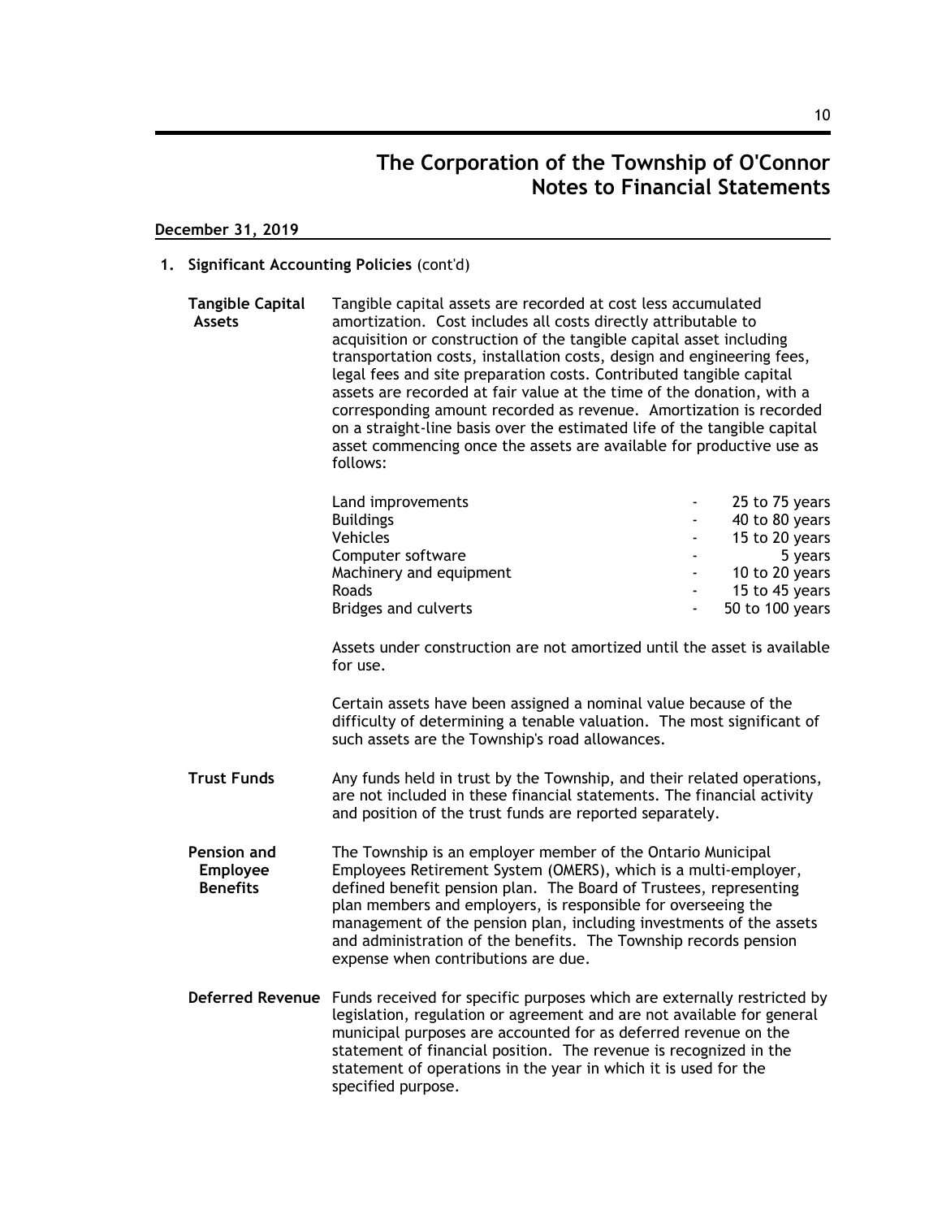# The Corporation of the Township of O'Connor
# Notes to Financial Statements

**December 31, 2019**

## 1. Significant Accounting Policies (cont'd)

**Tangible Capital Assets**

Tangible capital assets are recorded at cost less accumulated amortization. Cost includes all costs directly attributable to acquisition or construction of the tangible capital asset including transportation costs, installation costs, design and engineering fees, legal fees and site preparation costs. Contributed tangible capital assets are recorded at fair value at the time of the donation, with a corresponding amount recorded as revenue. Amortization is recorded on a straight-line basis over the estimated life of the tangible capital asset commencing once the assets are available for productive use as follows:

| Asset | | Estimated life |
|---|---|---|
| Land improvements | - | 25 to 75 years |
| Buildings | - | 40 to 80 years |
| Vehicles | - | 15 to 20 years |
| Computer software | - | 5 years |
| Machinery and equipment | - | 10 to 20 years |
| Roads | - | 15 to 45 years |
| Bridges and culverts | - | 50 to 100 years |

Assets under construction are not amortized until the asset is available for use.

Certain assets have been assigned a nominal value because of the difficulty of determining a tenable valuation. The most significant of such assets are the Township's road allowances.

**Trust Funds**

Any funds held in trust by the Township, and their related operations, are not included in these financial statements. The financial activity and position of the trust funds are reported separately.

**Pension and Employee Benefits**

The Township is an employer member of the Ontario Municipal Employees Retirement System (OMERS), which is a multi-employer, defined benefit pension plan. The Board of Trustees, representing plan members and employers, is responsible for overseeing the management of the pension plan, including investments of the assets and administration of the benefits. The Township records pension expense when contributions are due.

**Deferred Revenue**

Funds received for specific purposes which are externally restricted by legislation, regulation or agreement and are not available for general municipal purposes are accounted for as deferred revenue on the statement of financial position. The revenue is recognized in the statement of operations in the year in which it is used for the specified purpose.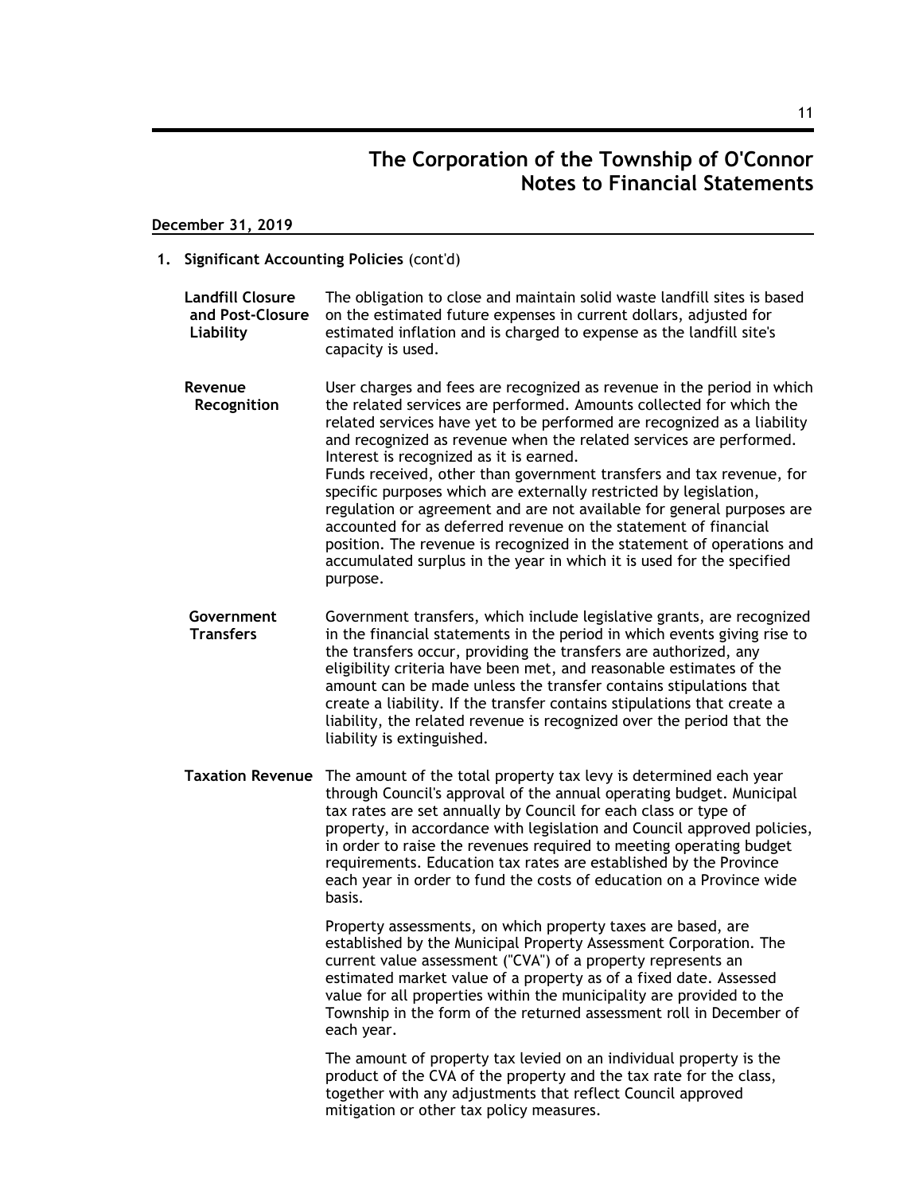# The Corporation of the Township of O'Connor
## Notes to Financial Statements

**December 31, 2019**

**1. Significant Accounting Policies** (cont'd)

**Landfill Closure and Post-Closure Liability**

The obligation to close and maintain solid waste landfill sites is based on the estimated future expenses in current dollars, adjusted for estimated inflation and is charged to expense as the landfill site's capacity is used.

**Revenue Recognition**

User charges and fees are recognized as revenue in the period in which the related services are performed. Amounts collected for which the related services have yet to be performed are recognized as a liability and recognized as revenue when the related services are performed. Interest is recognized as it is earned.
Funds received, other than government transfers and tax revenue, for specific purposes which are externally restricted by legislation, regulation or agreement and are not available for general purposes are accounted for as deferred revenue on the statement of financial position. The revenue is recognized in the statement of operations and accumulated surplus in the year in which it is used for the specified purpose.

**Government Transfers**

Government transfers, which include legislative grants, are recognized in the financial statements in the period in which events giving rise to the transfers occur, providing the transfers are authorized, any eligibility criteria have been met, and reasonable estimates of the amount can be made unless the transfer contains stipulations that create a liability. If the transfer contains stipulations that create a liability, the related revenue is recognized over the period that the liability is extinguished.

**Taxation Revenue**

The amount of the total property tax levy is determined each year through Council's approval of the annual operating budget. Municipal tax rates are set annually by Council for each class or type of property, in accordance with legislation and Council approved policies, in order to raise the revenues required to meeting operating budget requirements. Education tax rates are established by the Province each year in order to fund the costs of education on a Province wide basis.

Property assessments, on which property taxes are based, are established by the Municipal Property Assessment Corporation. The current value assessment ("CVA") of a property represents an estimated market value of a property as of a fixed date. Assessed value for all properties within the municipality are provided to the Township in the form of the returned assessment roll in December of each year.

The amount of property tax levied on an individual property is the product of the CVA of the property and the tax rate for the class, together with any adjustments that reflect Council approved mitigation or other tax policy measures.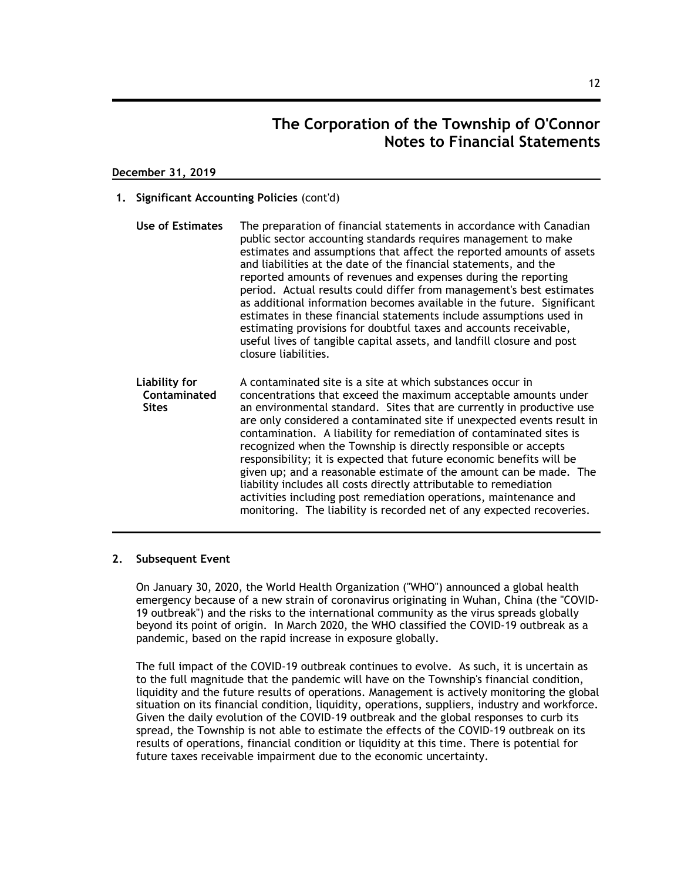# The Corporation of the Township of O'Connor
# Notes to Financial Statements

**December 31, 2019**

**1. Significant Accounting Policies** (cont'd)

**Use of Estimates**

The preparation of financial statements in accordance with Canadian public sector accounting standards requires management to make estimates and assumptions that affect the reported amounts of assets and liabilities at the date of the financial statements, and the reported amounts of revenues and expenses during the reporting period. Actual results could differ from management's best estimates as additional information becomes available in the future. Significant estimates in these financial statements include assumptions used in estimating provisions for doubtful taxes and accounts receivable, useful lives of tangible capital assets, and landfill closure and post closure liabilities.

**Liability for Contaminated Sites**

A contaminated site is a site at which substances occur in concentrations that exceed the maximum acceptable amounts under an environmental standard. Sites that are currently in productive use are only considered a contaminated site if unexpected events result in contamination. A liability for remediation of contaminated sites is recognized when the Township is directly responsible or accepts responsibility; it is expected that future economic benefits will be given up; and a reasonable estimate of the amount can be made. The liability includes all costs directly attributable to remediation activities including post remediation operations, maintenance and monitoring. The liability is recorded net of any expected recoveries.

**2. Subsequent Event**

On January 30, 2020, the World Health Organization ("WHO") announced a global health emergency because of a new strain of coronavirus originating in Wuhan, China (the "COVID-19 outbreak") and the risks to the international community as the virus spreads globally beyond its point of origin. In March 2020, the WHO classified the COVID-19 outbreak as a pandemic, based on the rapid increase in exposure globally.

The full impact of the COVID-19 outbreak continues to evolve. As such, it is uncertain as to the full magnitude that the pandemic will have on the Township's financial condition, liquidity and the future results of operations. Management is actively monitoring the global situation on its financial condition, liquidity, operations, suppliers, industry and workforce. Given the daily evolution of the COVID-19 outbreak and the global responses to curb its spread, the Township is not able to estimate the effects of the COVID-19 outbreak on its results of operations, financial condition or liquidity at this time. There is potential for future taxes receivable impairment due to the economic uncertainty.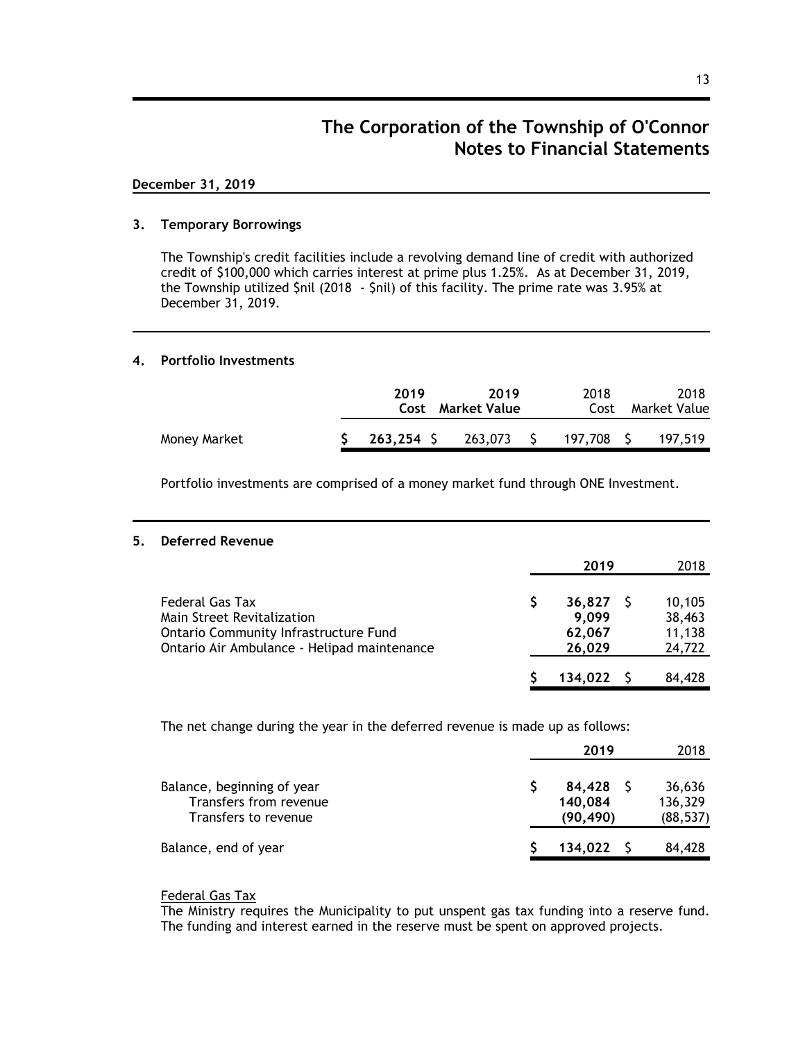# The Corporation of the Township of O'Connor
# Notes to Financial Statements

**December 31, 2019**

## 3. Temporary Borrowings

The Township's credit facilities include a revolving demand line of credit with authorized credit of $100,000 which carries interest at prime plus 1.25%. As at December 31, 2019, the Township utilized $nil (2018 - $nil) of this facility. The prime rate was 3.95% at December 31, 2019.

## 4. Portfolio Investments

| | **2019 Cost** | **2019 Market Value** | 2018 Cost | 2018 Market Value |
|---|---|---|---|---|
| Money Market | **$ 263,254** | $ 263,073 | $ 197,708 | $ 197,519 |

Portfolio investments are comprised of a money market fund through ONE Investment.

## 5. Deferred Revenue

| | **2019** | 2018 |
|---|---|---|
| Federal Gas Tax | **$ 36,827** | $ 10,105 |
| Main Street Revitalization | **9,099** | 38,463 |
| Ontario Community Infrastructure Fund | **62,067** | 11,138 |
| Ontario Air Ambulance - Helipad maintenance | **26,029** | 24,722 |
| | **$ 134,022** | $ 84,428 |

The net change during the year in the deferred revenue is made up as follows:

| | **2019** | 2018 |
|---|---|---|
| Balance, beginning of year | **$ 84,428** | $ 36,636 |
| Transfers from revenue | **140,084** | 136,329 |
| Transfers to revenue | **(90,490)** | (88,537) |
| Balance, end of year | **$ 134,022** | $ 84,428 |

Federal Gas Tax

The Ministry requires the Municipality to put unspent gas tax funding into a reserve fund. The funding and interest earned in the reserve must be spent on approved projects.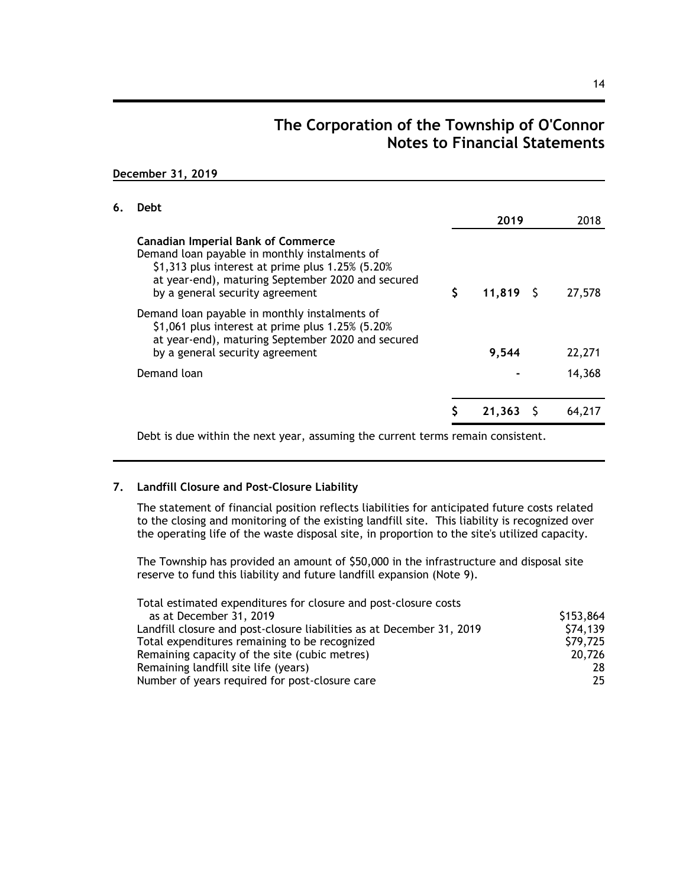# The Corporation of the Township of O'Connor
# Notes to Financial Statements

**December 31, 2019**

## 6. Debt

| | 2019 | 2018 |
|---|---|---|
| **Canadian Imperial Bank of Commerce** | | |
| Demand loan payable in monthly instalments of \$1,313 plus interest at prime plus 1.25% (5.20% at year-end), maturing September 2020 and secured by a general security agreement | **\$ 11,819** | \$ 27,578 |
| Demand loan payable in monthly instalments of \$1,061 plus interest at prime plus 1.25% (5.20% at year-end), maturing September 2020 and secured by a general security agreement | **9,544** | 22,271 |
| Demand loan | **-** | 14,368 |
| | **\$ 21,363** | \$ 64,217 |

Debt is due within the next year, assuming the current terms remain consistent.

## 7. Landfill Closure and Post-Closure Liability

The statement of financial position reflects liabilities for anticipated future costs related to the closing and monitoring of the existing landfill site. This liability is recognized over the operating life of the waste disposal site, in proportion to the site's utilized capacity.

The Township has provided an amount of \$50,000 in the infrastructure and disposal site reserve to fund this liability and future landfill expansion (Note 9).

| | |
|---|---|
| Total estimated expenditures for closure and post-closure costs as at December 31, 2019 | \$153,864 |
| Landfill closure and post-closure liabilities as at December 31, 2019 | \$74,139 |
| Total expenditures remaining to be recognized | \$79,725 |
| Remaining capacity of the site (cubic metres) | 20,726 |
| Remaining landfill site life (years) | 28 |
| Number of years required for post-closure care | 25 |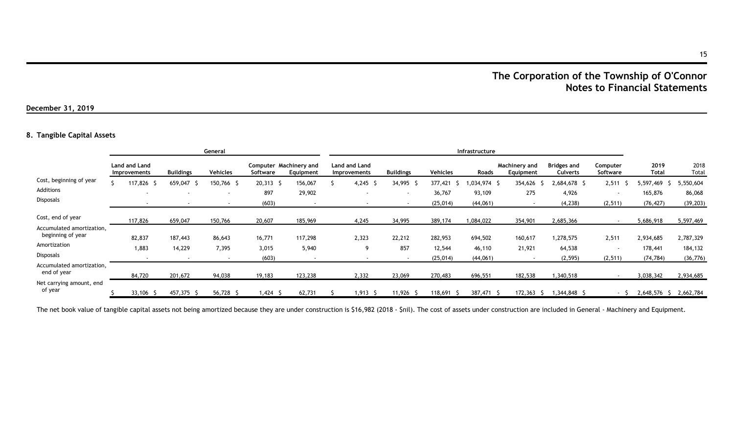# The Corporation of the Township of O'Connor
## Notes to Financial Statements

**December 31, 2019**

### 8. Tangible Capital Assets

| | General | | | | | Infrastructure | | | | | | | | | |
|---|---|---|---|---|---|---|---|---|---|---|---|---|---|---|---|
| | Land and Land Improvements | Buildings | Vehicles | Computer Software | Machinery and Equipment | Land and Land Improvements | Buildings | Vehicles | Roads | Machinery and Equipment | Bridges and Culverts | Computer Software | 2019 Total | 2018 Total |
| Cost, beginning of year | $ 117,826 | $ 659,047 | $ 150,766 | $ 20,313 | $ 156,067 | $ 4,245 | $ 34,995 | $ 377,421 | $ 1,034,974 | $ 354,626 | $ 2,684,678 | $ 2,511 | $ 5,597,469 | $ 5,550,604 |
| Additions | - | - | - | 897 | 29,902 | - | - | 36,767 | 93,109 | 275 | 4,926 | - | 165,876 | 86,068 |
| Disposals | - | - | - | (603) | - | - | - | (25,014) | (44,061) | - | (4,238) | (2,511) | (76,427) | (39,203) |
| Cost, end of year | 117,826 | 659,047 | 150,766 | 20,607 | 185,969 | 4,245 | 34,995 | 389,174 | 1,084,022 | 354,901 | 2,685,366 | - | 5,686,918 | 5,597,469 |
| Accumulated amortization, beginning of year | 82,837 | 187,443 | 86,643 | 16,771 | 117,298 | 2,323 | 22,212 | 282,953 | 694,502 | 160,617 | 1,278,575 | 2,511 | 2,934,685 | 2,787,329 |
| Amortization | 1,883 | 14,229 | 7,395 | 3,015 | 5,940 | 9 | 857 | 12,544 | 46,110 | 21,921 | 64,538 | - | 178,441 | 184,132 |
| Disposals | - | - | - | (603) | - | - | - | (25,014) | (44,061) | - | (2,595) | (2,511) | (74,784) | (36,776) |
| Accumulated amortization, end of year | 84,720 | 201,672 | 94,038 | 19,183 | 123,238 | 2,332 | 23,069 | 270,483 | 696,551 | 182,538 | 1,340,518 | - | 3,038,342 | 2,934,685 |
| Net carrying amount, end of year | $ 33,106 | $ 457,375 | $ 56,728 | $ 1,424 | $ 62,731 | $ 1,913 | $ 11,926 | $ 118,691 | $ 387,471 | $ 172,363 | $ 1,344,848 | $ - | $ 2,648,576 | $ 2,662,784 |

The net book value of tangible capital assets not being amortized because they are under construction is $16,982 (2018 - $nil). The cost of assets under construction are included in General - Machinery and Equipment.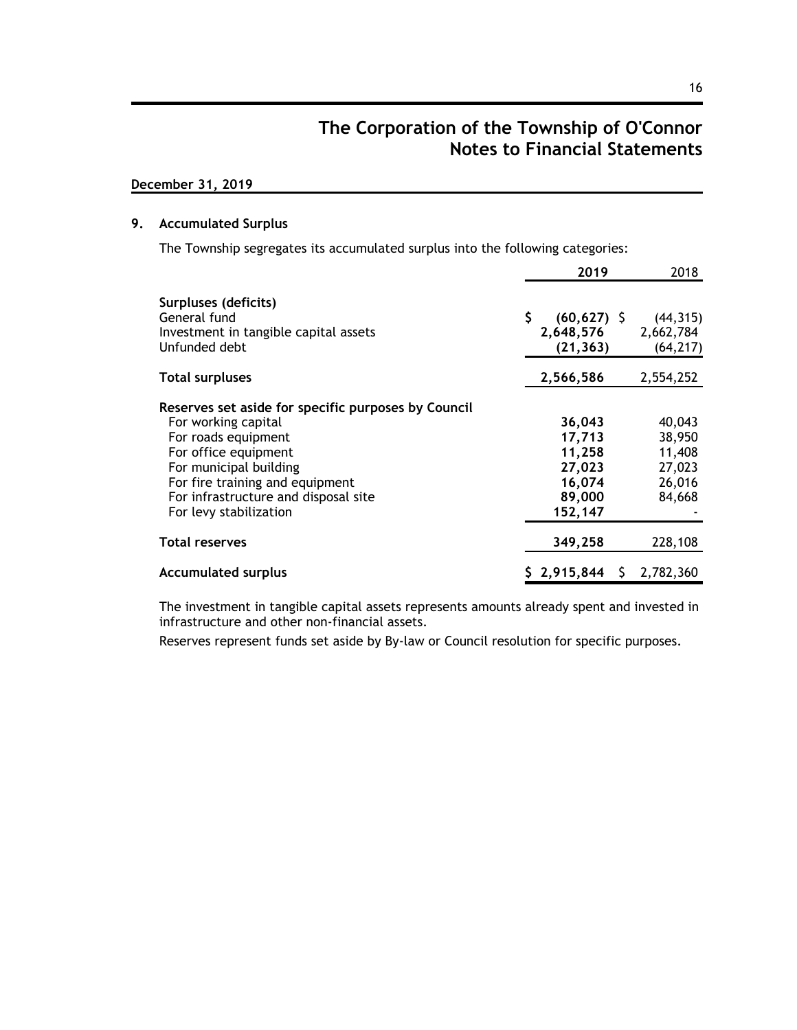# The Corporation of the Township of O'Connor
# Notes to Financial Statements

**December 31, 2019**

## 9. Accumulated Surplus

The Township segregates its accumulated surplus into the following categories:

| | **2019** | 2018 |
|---|---|---|
| **Surpluses (deficits)** | | |
| General fund | **$ (60,627)** | $ (44,315) |
| Investment in tangible capital assets | **2,648,576** | 2,662,784 |
| Unfunded debt | **(21,363)** | (64,217) |
| **Total surpluses** | **2,566,586** | 2,554,252 |
| **Reserves set aside for specific purposes by Council** | | |
| For working capital | **36,043** | 40,043 |
| For roads equipment | **17,713** | 38,950 |
| For office equipment | **11,258** | 11,408 |
| For municipal building | **27,023** | 27,023 |
| For fire training and equipment | **16,074** | 26,016 |
| For infrastructure and disposal site | **89,000** | 84,668 |
| For levy stabilization | **152,147** | - |
| **Total reserves** | **349,258** | 228,108 |
| **Accumulated surplus** | **$ 2,915,844** | $ 2,782,360 |

The investment in tangible capital assets represents amounts already spent and invested in infrastructure and other non-financial assets.

Reserves represent funds set aside by By-law or Council resolution for specific purposes.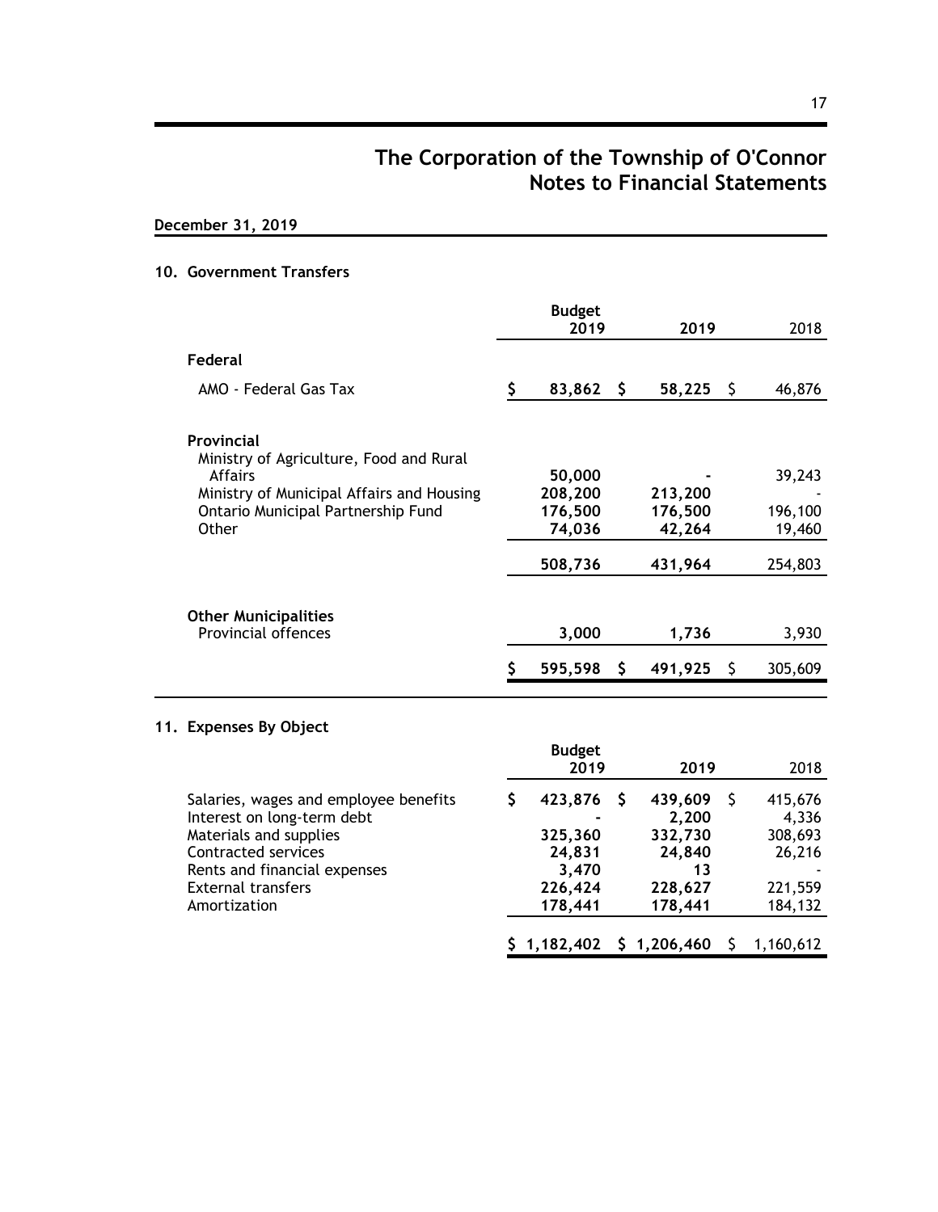# The Corporation of the Township of O'Connor
## Notes to Financial Statements

**December 31, 2019**

### 10. Government Transfers

| | Budget 2019 | 2019 | 2018 |
|---|---|---|---|
| **Federal** | | | |
| AMO - Federal Gas Tax | $ 83,862 | $ 58,225 | $ 46,876 |
| **Provincial** | | | |
| Ministry of Agriculture, Food and Rural Affairs | 50,000 | - | 39,243 |
| Ministry of Municipal Affairs and Housing | 208,200 | 213,200 | - |
| Ontario Municipal Partnership Fund | 176,500 | 176,500 | 196,100 |
| Other | 74,036 | 42,264 | 19,460 |
| | 508,736 | 431,964 | 254,803 |
| **Other Municipalities** | | | |
| Provincial offences | 3,000 | 1,736 | 3,930 |
| | $ 595,598 | $ 491,925 | $ 305,609 |

### 11. Expenses By Object

| | Budget 2019 | 2019 | 2018 |
|---|---|---|---|
| Salaries, wages and employee benefits | $ 423,876 | $ 439,609 | $ 415,676 |
| Interest on long-term debt | - | 2,200 | 4,336 |
| Materials and supplies | 325,360 | 332,730 | 308,693 |
| Contracted services | 24,831 | 24,840 | 26,216 |
| Rents and financial expenses | 3,470 | 13 | - |
| External transfers | 226,424 | 228,627 | 221,559 |
| Amortization | 178,441 | 178,441 | 184,132 |
| | $ 1,182,402 | $ 1,206,460 | $ 1,160,612 |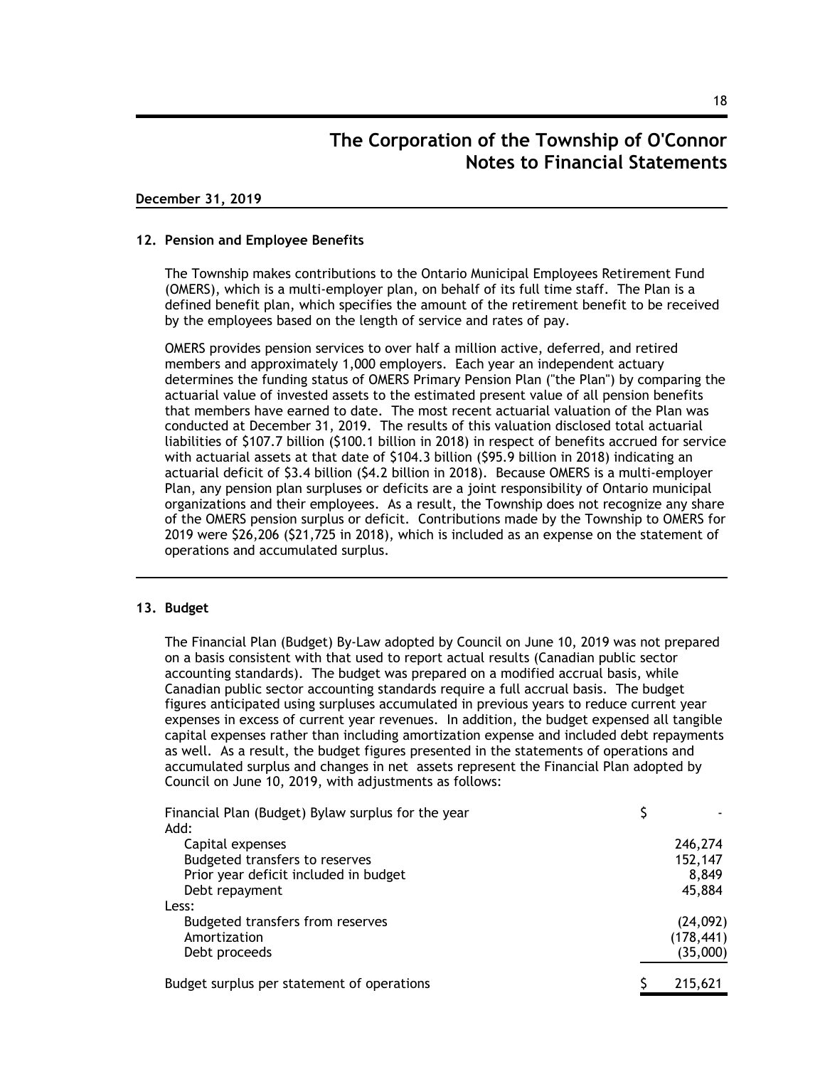# The Corporation of the Township of O'Connor
# Notes to Financial Statements

**December 31, 2019**

## 12. Pension and Employee Benefits

The Township makes contributions to the Ontario Municipal Employees Retirement Fund (OMERS), which is a multi-employer plan, on behalf of its full time staff. The Plan is a defined benefit plan, which specifies the amount of the retirement benefit to be received by the employees based on the length of service and rates of pay.

OMERS provides pension services to over half a million active, deferred, and retired members and approximately 1,000 employers. Each year an independent actuary determines the funding status of OMERS Primary Pension Plan ("the Plan") by comparing the actuarial value of invested assets to the estimated present value of all pension benefits that members have earned to date. The most recent actuarial valuation of the Plan was conducted at December 31, 2019. The results of this valuation disclosed total actuarial liabilities of $107.7 billion ($100.1 billion in 2018) in respect of benefits accrued for service with actuarial assets at that date of $104.3 billion ($95.9 billion in 2018) indicating an actuarial deficit of $3.4 billion ($4.2 billion in 2018). Because OMERS is a multi-employer Plan, any pension plan surpluses or deficits are a joint responsibility of Ontario municipal organizations and their employees. As a result, the Township does not recognize any share of the OMERS pension surplus or deficit. Contributions made by the Township to OMERS for 2019 were $26,206 ($21,725 in 2018), which is included as an expense on the statement of operations and accumulated surplus.

## 13. Budget

The Financial Plan (Budget) By-Law adopted by Council on June 10, 2019 was not prepared on a basis consistent with that used to report actual results (Canadian public sector accounting standards). The budget was prepared on a modified accrual basis, while Canadian public sector accounting standards require a full accrual basis. The budget figures anticipated using surpluses accumulated in previous years to reduce current year expenses in excess of current year revenues. In addition, the budget expensed all tangible capital expenses rather than including amortization expense and included debt repayments as well. As a result, the budget figures presented in the statements of operations and accumulated surplus and changes in net assets represent the Financial Plan adopted by Council on June 10, 2019, with adjustments as follows:

| | |
|---|---|
| Financial Plan (Budget) Bylaw surplus for the year | $ - |
| Add: | |
| Capital expenses | 246,274 |
| Budgeted transfers to reserves | 152,147 |
| Prior year deficit included in budget | 8,849 |
| Debt repayment | 45,884 |
| Less: | |
| Budgeted transfers from reserves | (24,092) |
| Amortization | (178,441) |
| Debt proceeds | (35,000) |
| Budget surplus per statement of operations | $ 215,621 |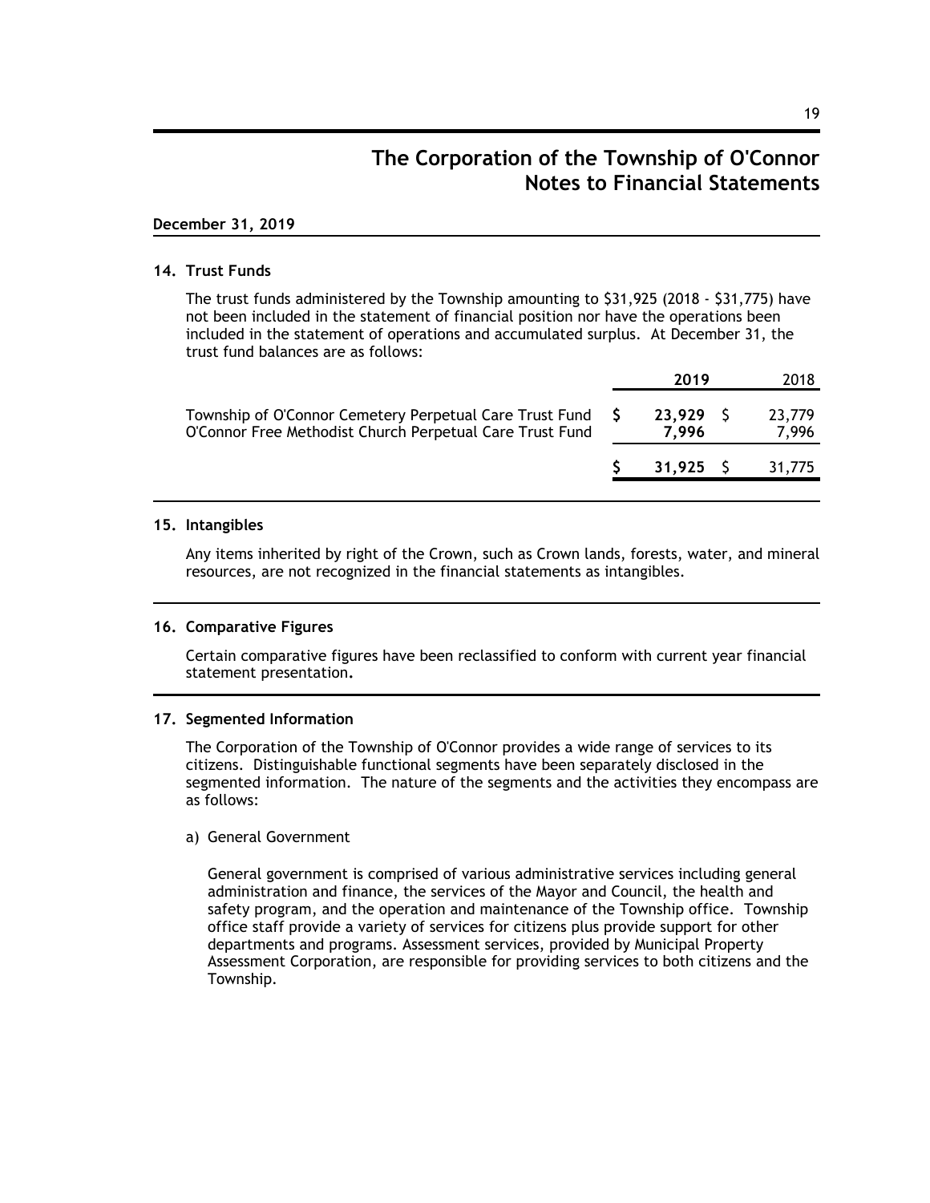# The Corporation of the Township of O'Connor
## Notes to Financial Statements

**December 31, 2019**

### 14. Trust Funds

The trust funds administered by the Township amounting to $31,925 (2018 - $31,775) have not been included in the statement of financial position nor have the operations been included in the statement of operations and accumulated surplus. At December 31, the trust fund balances are as follows:

| | **2019** | 2018 |
|---|---|---|
| Township of O'Connor Cemetery Perpetual Care Trust Fund | $ **23,929** | $ 23,779 |
| O'Connor Free Methodist Church Perpetual Care Trust Fund | **7,996** | 7,996 |
| | $ **31,925** | $ 31,775 |

### 15. Intangibles

Any items inherited by right of the Crown, such as Crown lands, forests, water, and mineral resources, are not recognized in the financial statements as intangibles.

### 16. Comparative Figures

Certain comparative figures have been reclassified to conform with current year financial statement presentation.

### 17. Segmented Information

The Corporation of the Township of O'Connor provides a wide range of services to its citizens. Distinguishable functional segments have been separately disclosed in the segmented information. The nature of the segments and the activities they encompass are as follows:

a) General Government

General government is comprised of various administrative services including general administration and finance, the services of the Mayor and Council, the health and safety program, and the operation and maintenance of the Township office. Township office staff provide a variety of services for citizens plus provide support for other departments and programs. Assessment services, provided by Municipal Property Assessment Corporation, are responsible for providing services to both citizens and the Township.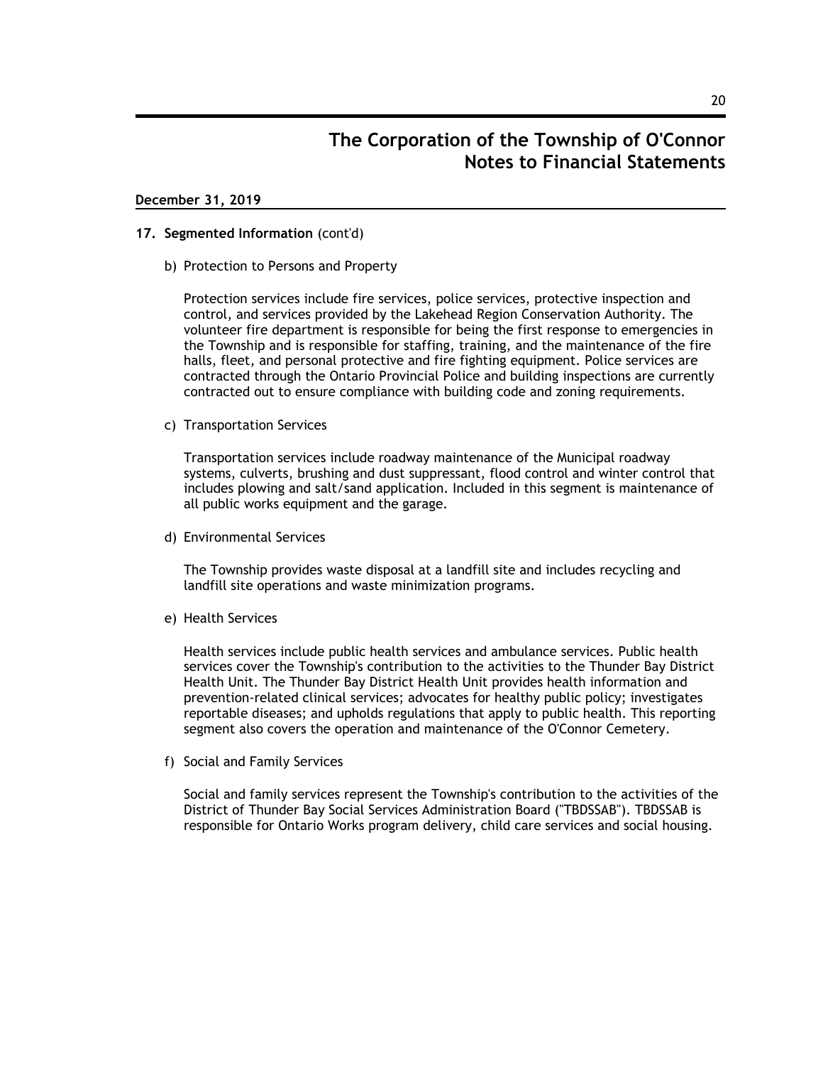# The Corporation of the Township of O'Connor
# Notes to Financial Statements

**December 31, 2019**

**17. Segmented Information** (cont'd)

b) Protection to Persons and Property

Protection services include fire services, police services, protective inspection and control, and services provided by the Lakehead Region Conservation Authority. The volunteer fire department is responsible for being the first response to emergencies in the Township and is responsible for staffing, training, and the maintenance of the fire halls, fleet, and personal protective and fire fighting equipment. Police services are contracted through the Ontario Provincial Police and building inspections are currently contracted out to ensure compliance with building code and zoning requirements.

c) Transportation Services

Transportation services include roadway maintenance of the Municipal roadway systems, culverts, brushing and dust suppressant, flood control and winter control that includes plowing and salt/sand application. Included in this segment is maintenance of all public works equipment and the garage.

d) Environmental Services

The Township provides waste disposal at a landfill site and includes recycling and landfill site operations and waste minimization programs.

e) Health Services

Health services include public health services and ambulance services. Public health services cover the Township's contribution to the activities to the Thunder Bay District Health Unit. The Thunder Bay District Health Unit provides health information and prevention-related clinical services; advocates for healthy public policy; investigates reportable diseases; and upholds regulations that apply to public health. This reporting segment also covers the operation and maintenance of the O'Connor Cemetery.

f) Social and Family Services

Social and family services represent the Township's contribution to the activities of the District of Thunder Bay Social Services Administration Board ("TBDSSAB"). TBDSSAB is responsible for Ontario Works program delivery, child care services and social housing.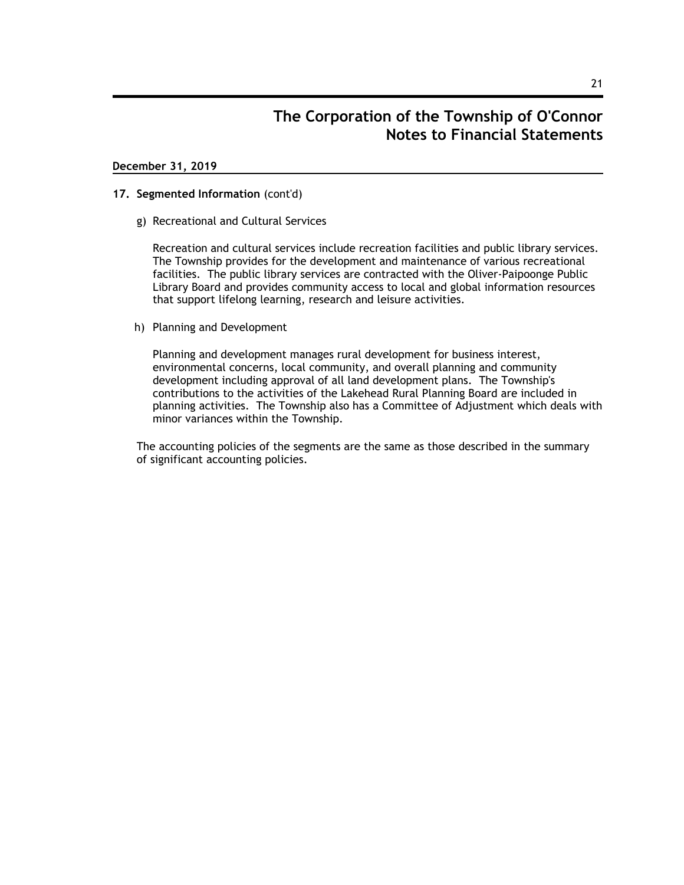# The Corporation of the Township of O'Connor
# Notes to Financial Statements

**December 31, 2019**

**17. Segmented Information** (cont'd)

g) Recreational and Cultural Services

Recreation and cultural services include recreation facilities and public library services. The Township provides for the development and maintenance of various recreational facilities. The public library services are contracted with the Oliver-Paipoonge Public Library Board and provides community access to local and global information resources that support lifelong learning, research and leisure activities.

h) Planning and Development

Planning and development manages rural development for business interest, environmental concerns, local community, and overall planning and community development including approval of all land development plans. The Township's contributions to the activities of the Lakehead Rural Planning Board are included in planning activities. The Township also has a Committee of Adjustment which deals with minor variances within the Township.

The accounting policies of the segments are the same as those described in the summary of significant accounting policies.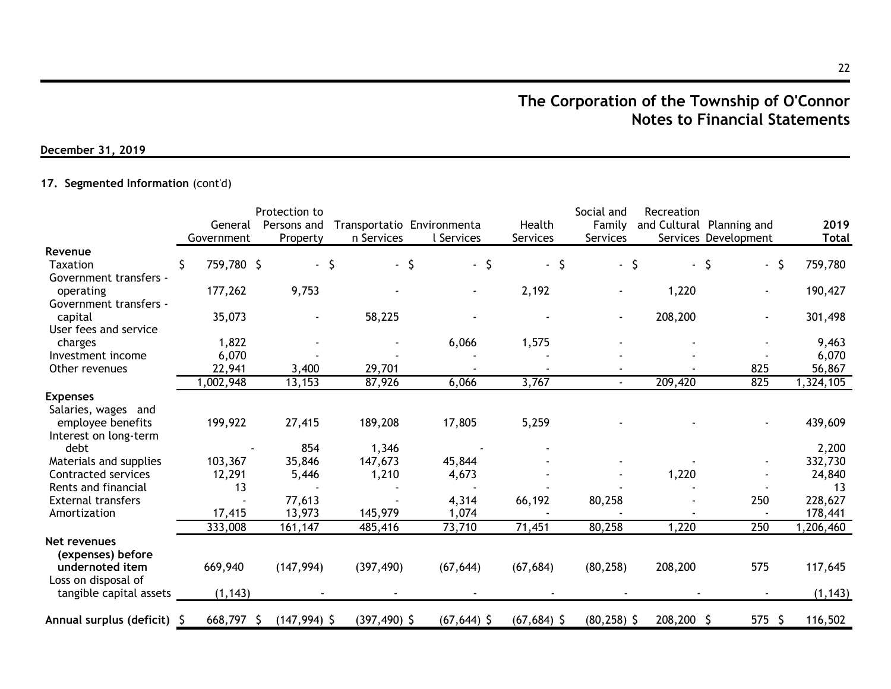# The Corporation of the Township of O'Connor
## Notes to Financial Statements

**December 31, 2019**

### 17. Segmented Information (cont'd)

| | General Government | Protection to Persons and Property | Transportation Services | Environmental Services | Health Services | Social and Family Services | Recreation and Cultural Services | Planning and Development | 2019 Total |
|---|---|---|---|---|---|---|---|---|---|
| **Revenue** | | | | | | | | | |
| Taxation | $ 759,780 | $ - | $ - | $ - | $ - | $ - | $ - | $ - | $ 759,780 |
| Government transfers - operating | 177,262 | 9,753 | - | - | 2,192 | - | 1,220 | - | 190,427 |
| Government transfers - capital | 35,073 | - | 58,225 | - | - | - | 208,200 | - | 301,498 |
| User fees and service charges | 1,822 | - | - | 6,066 | 1,575 | - | - | - | 9,463 |
| Investment income | 6,070 | - | - | - | - | - | - | - | 6,070 |
| Other revenues | 22,941 | 3,400 | 29,701 | - | - | - | - | 825 | 56,867 |
| | 1,002,948 | 13,153 | 87,926 | 6,066 | 3,767 | - | 209,420 | 825 | 1,324,105 |
| **Expenses** | | | | | | | | | |
| Salaries, wages and employee benefits | 199,922 | 27,415 | 189,208 | 17,805 | 5,259 | - | - | - | 439,609 |
| Interest on long-term debt | - | 854 | 1,346 | - | - | | | | 2,200 |
| Materials and supplies | 103,367 | 35,846 | 147,673 | 45,844 | - | - | - | - | 332,730 |
| Contracted services | 12,291 | 5,446 | 1,210 | 4,673 | - | - | 1,220 | - | 24,840 |
| Rents and financial | 13 | - | - | - | - | - | - | - | 13 |
| External transfers | - | 77,613 | - | 4,314 | 66,192 | 80,258 | - | 250 | 228,627 |
| Amortization | 17,415 | 13,973 | 145,979 | 1,074 | - | - | - | - | 178,441 |
| | 333,008 | 161,147 | 485,416 | 73,710 | 71,451 | 80,258 | 1,220 | 250 | 1,206,460 |
| **Net revenues (expenses) before undernoted item** | 669,940 | (147,994) | (397,490) | (67,644) | (67,684) | (80,258) | 208,200 | 575 | 117,645 |
| Loss on disposal of tangible capital assets | (1,143) | - | - | - | - | - | - | - | (1,143) |
| **Annual surplus (deficit)** | $ 668,797 | $ (147,994) | $ (397,490) | $ (67,644) | $ (67,684) | $ (80,258) | $ 208,200 | $ 575 | $ 116,502 |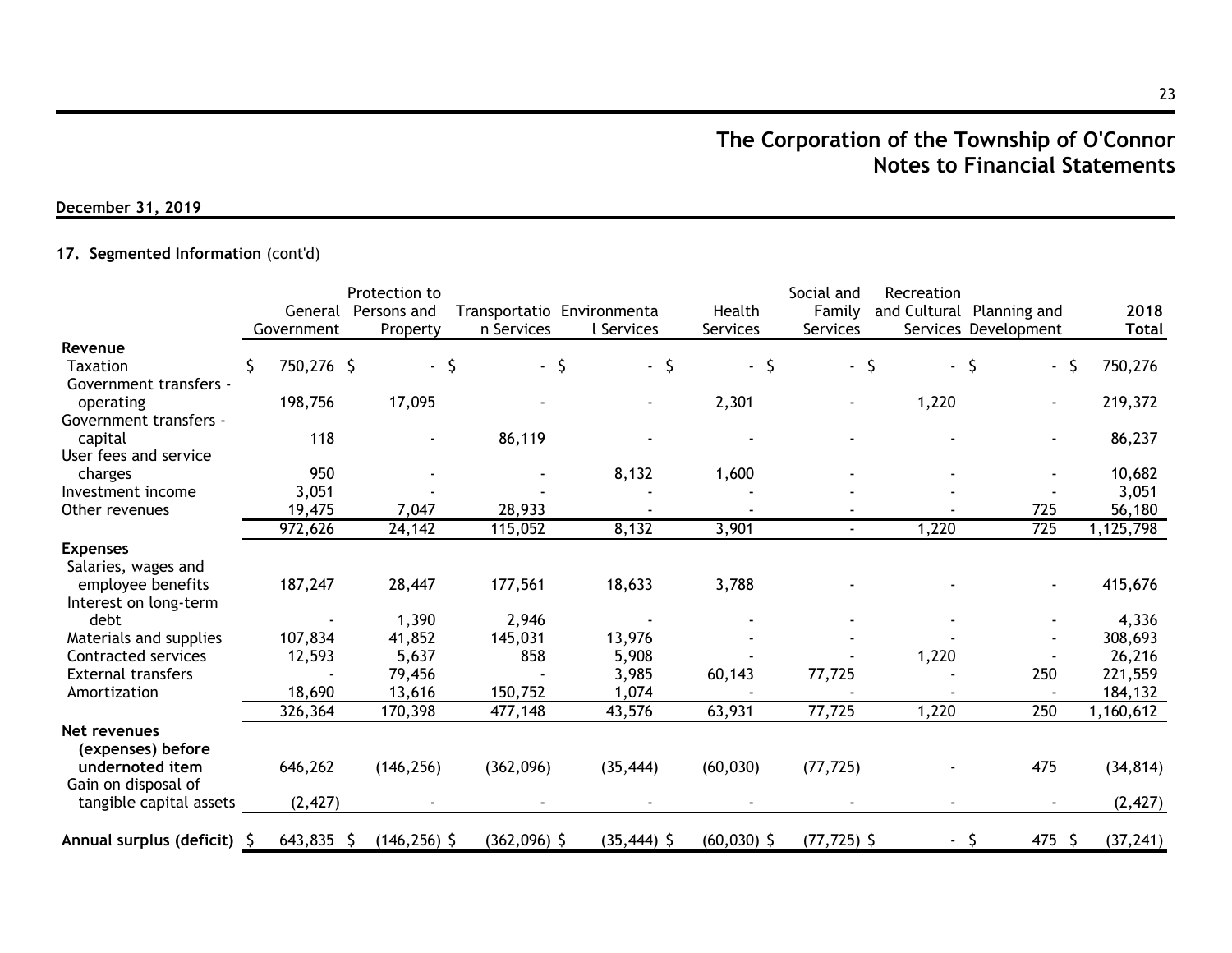# The Corporation of the Township of O'Connor
## Notes to Financial Statements

**December 31, 2019**

**17. Segmented Information** (cont'd)

| | General Government | Protection to Persons and Property | Transportation Services | Environmental Services | Health Services | Social and Family Services | Recreation and Cultural Services | Planning and Development | **2018 Total** |
|---|---|---|---|---|---|---|---|---|---|
| **Revenue** | | | | | | | | | |
| Taxation | $ 750,276 | $ - | $ - | $ - | $ - | $ - | $ - | $ - | $ 750,276 |
| Government transfers - operating | 198,756 | 17,095 | - | - | 2,301 | - | 1,220 | - | 219,372 |
| Government transfers - capital | 118 | - | 86,119 | - | - | - | - | - | 86,237 |
| User fees and service charges | 950 | - | - | 8,132 | 1,600 | - | - | - | 10,682 |
| Investment income | 3,051 | - | - | - | - | - | - | - | 3,051 |
| Other revenues | 19,475 | 7,047 | 28,933 | - | - | - | - | 725 | 56,180 |
| | 972,626 | 24,142 | 115,052 | 8,132 | 3,901 | - | 1,220 | 725 | 1,125,798 |
| **Expenses** | | | | | | | | | |
| Salaries, wages and employee benefits | 187,247 | 28,447 | 177,561 | 18,633 | 3,788 | - | - | - | 415,676 |
| Interest on long-term debt | - | 1,390 | 2,946 | - | - | - | - | - | 4,336 |
| Materials and supplies | 107,834 | 41,852 | 145,031 | 13,976 | - | - | - | - | 308,693 |
| Contracted services | 12,593 | 5,637 | 858 | 5,908 | - | - | 1,220 | - | 26,216 |
| External transfers | - | 79,456 | - | 3,985 | 60,143 | 77,725 | - | 250 | 221,559 |
| Amortization | 18,690 | 13,616 | 150,752 | 1,074 | - | - | - | - | 184,132 |
| | 326,364 | 170,398 | 477,148 | 43,576 | 63,931 | 77,725 | 1,220 | 250 | 1,160,612 |
| **Net revenues (expenses) before undernoted item** | 646,262 | (146,256) | (362,096) | (35,444) | (60,030) | (77,725) | - | 475 | (34,814) |
| Gain on disposal of tangible capital assets | (2,427) | - | - | - | - | - | - | - | (2,427) |
| **Annual surplus (deficit)** | $ 643,835 | $ (146,256) | $ (362,096) | $ (35,444) | $ (60,030) | $ (77,725) | $ - | $ 475 | $ (37,241) |